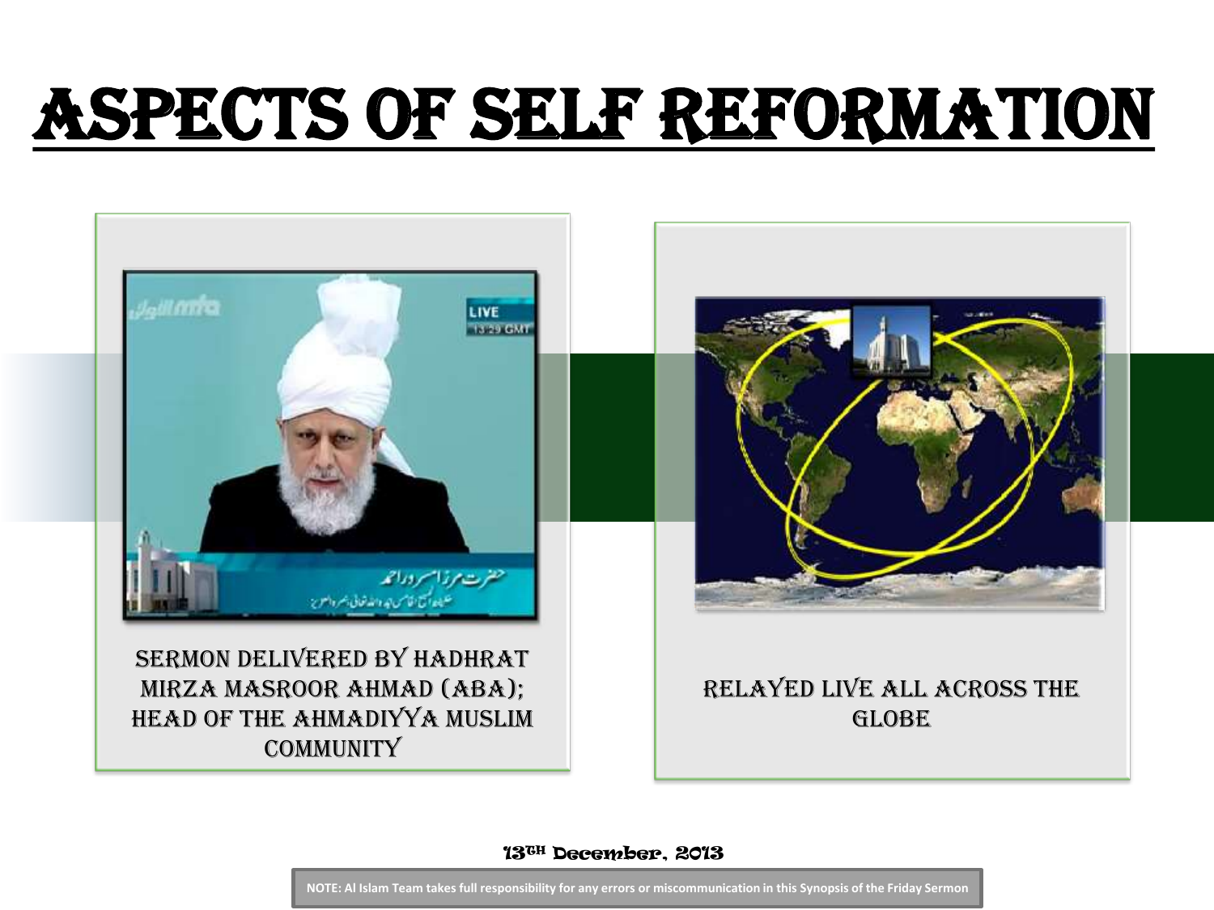# ASPECTS OF SELF REFORMATION

SERMON DELIVERED BY HADHRAT MIRZA MASROOR AHMAD (ABA); HEAD OF THE AHMADIYYA MUSLIM COMMUNITY

RELAYED LIVE ALL ACROSS THE GLOBE

13TH December, 2013

NOTE: Al Islam Team takes full responsibility for any errors or miscommunication in this Synopsis of the Friday Sermon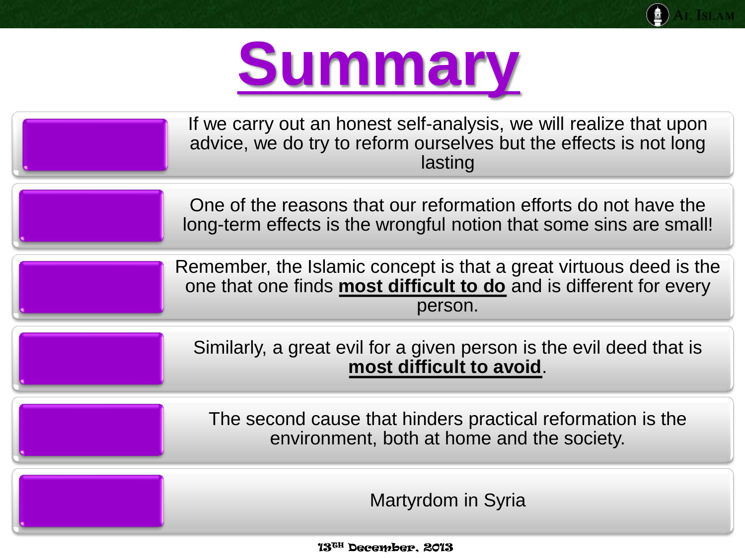# Summary

- If we carry out an honest self-analysis, we will realize that upon advice, we do try to reform ourselves but the effects is not long lasting
- One of the reasons that our reformation efforts do not have the long-term effects is the wrongful notion that some sins are small!
- Remember, the Islamic concept is that a great virtuous deed is the one that one finds **most difficult to do** and is different for every person.
- Similarly, a great evil for a given person is the evil deed that is **most difficult to avoid**.
- The second cause that hinders practical reformation is the environment, both at home and the society.
- Martyrdom in Syria

13TH December, 2013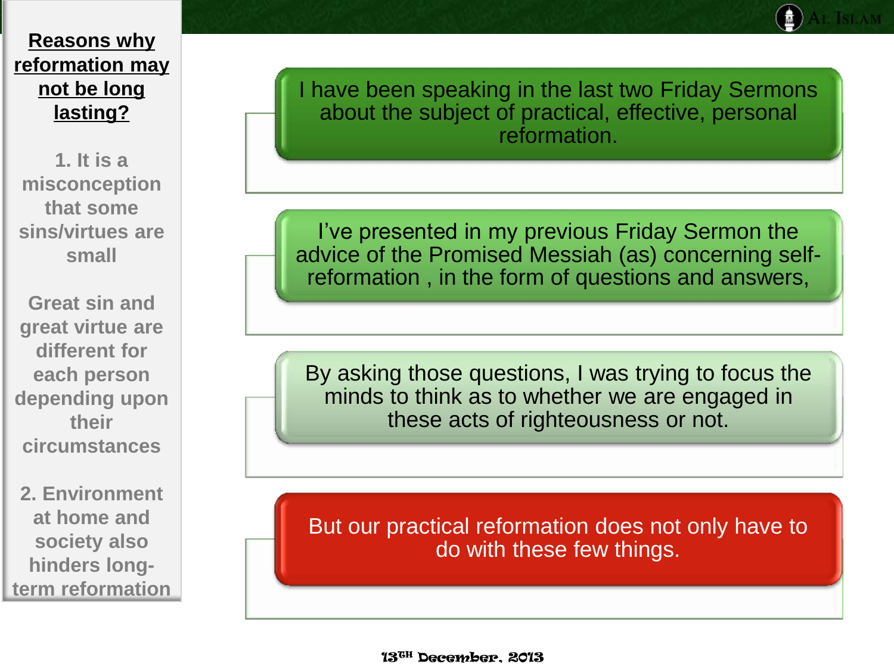## Reasons why reformation may not be long lasting?

**1. It is a misconception that some sins/virtues are small**

**Great sin and great virtue are different for each person depending upon their circumstances**

**2. Environment at home and society also hinders long-term reformation**

I have been speaking in the last two Friday Sermons about the subject of practical, effective, personal reformation.

I've presented in my previous Friday Sermon the advice of the Promised Messiah (as) concerning self-reformation , in the form of questions and answers,

By asking those questions, I was trying to focus the minds to think as to whether we are engaged in these acts of righteousness or not.

But our practical reformation does not only have to do with these few things.

13TH December, 2013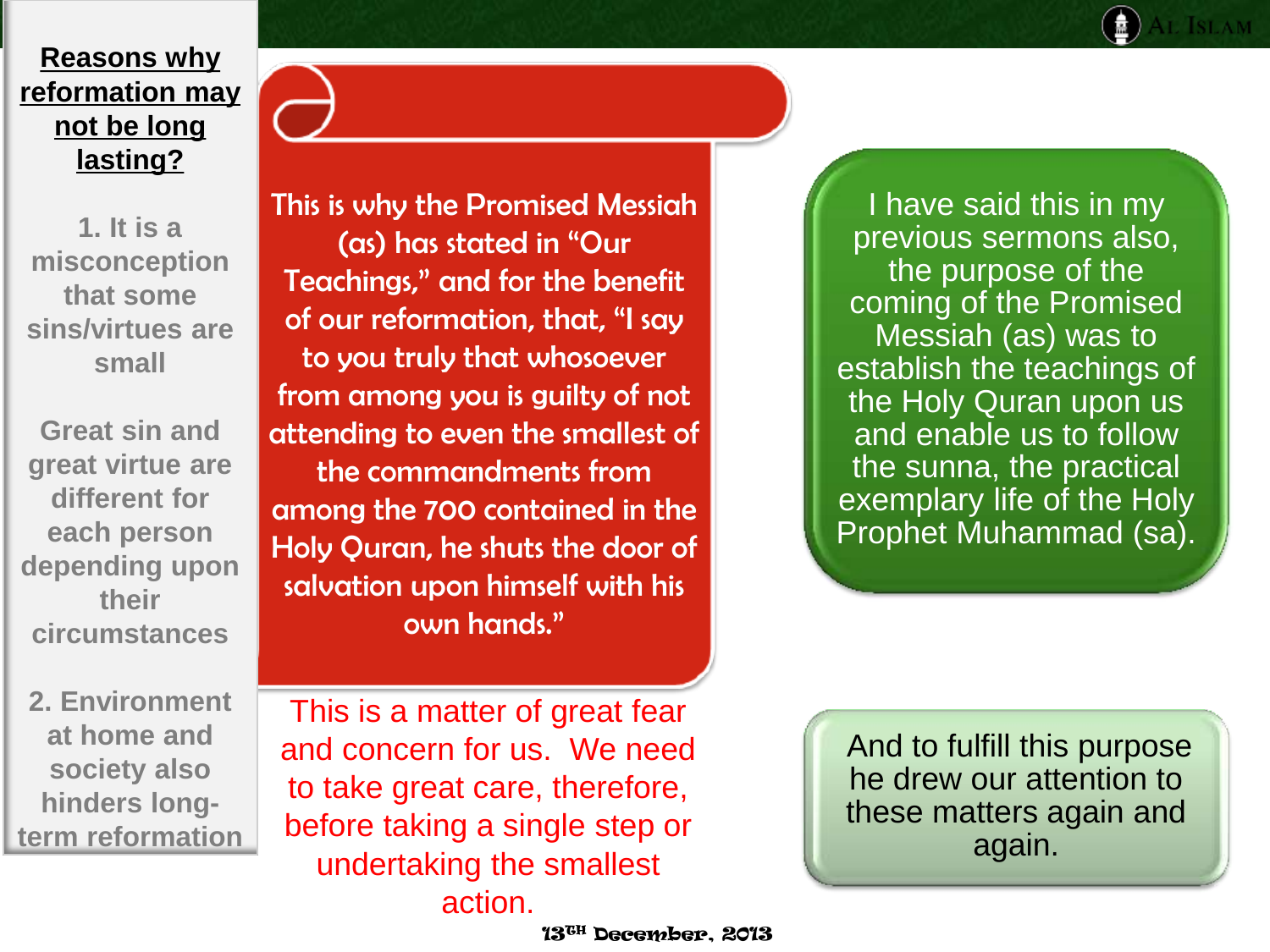## Reasons why reformation may not be long lasting?

**1. It is a misconception that some sins/virtues are small**

**Great sin and great virtue are different for each person depending upon their circumstances**

**2. Environment at home and society also hinders long-term reformation**

This is why the Promised Messiah (as) has stated in "Our Teachings," and for the benefit of our reformation, that, "I say to you truly that whosoever from among you is guilty of not attending to even the smallest of the commandments from among the 700 contained in the Holy Quran, he shuts the door of salvation upon himself with his own hands."

This is a matter of great fear and concern for us. We need to take great care, therefore, before taking a single step or undertaking the smallest action.

I have said this in my previous sermons also, the purpose of the coming of the Promised Messiah (as) was to establish the teachings of the Holy Quran upon us and enable us to follow the sunna, the practical exemplary life of the Holy Prophet Muhammad (sa).

And to fulfill this purpose he drew our attention to these matters again and again.

13TH December, 2013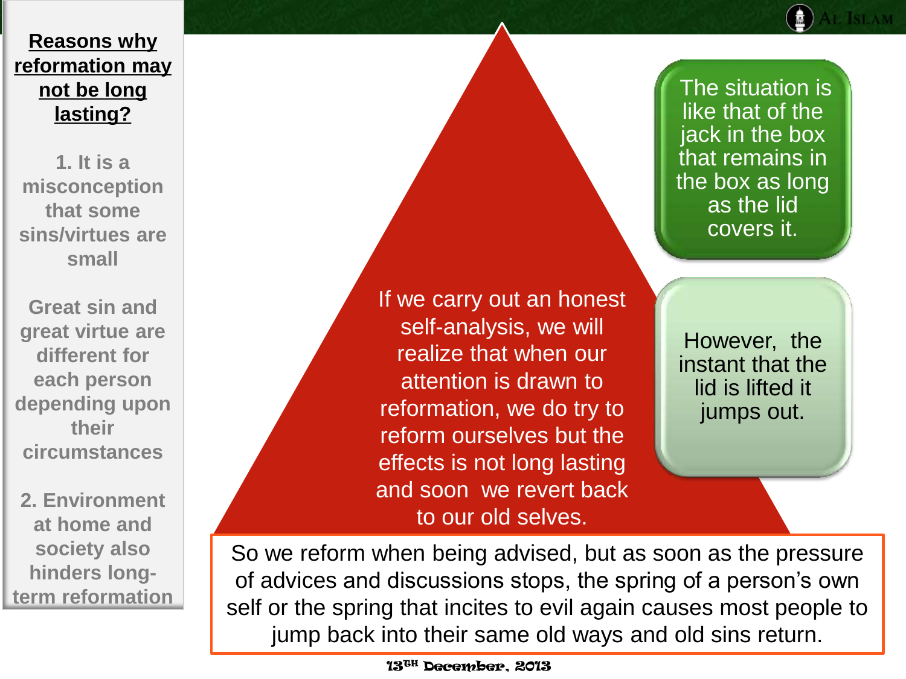## Reasons why reformation may not be long lasting?

**1. It is a misconception that some sins/virtues are small**

**Great sin and great virtue are different for each person depending upon their circumstances**

**2. Environment at home and society also hinders long-term reformation**

If we carry out an honest self-analysis, we will realize that when our attention is drawn to reformation, we do try to reform ourselves but the effects is not long lasting and soon we revert back to our old selves.

The situation is like that of the jack in the box that remains in the box as long as the lid covers it.

However, the instant that the lid is lifted it jumps out.

So we reform when being advised, but as soon as the pressure of advices and discussions stops, the spring of a person's own self or the spring that incites to evil again causes most people to jump back into their same old ways and old sins return.

13th December, 2013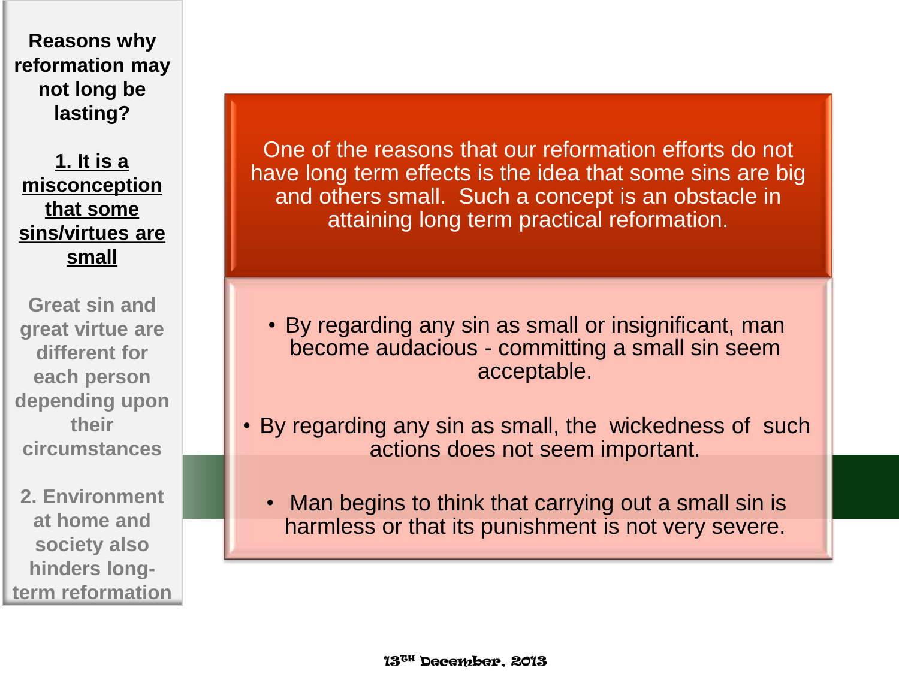**Reasons why reformation may not long be lasting?**

**1. It is a misconception that some sins/virtues are small**

Great sin and great virtue are different for each person depending upon their circumstances

2. Environment at home and society also hinders long-term reformation

One of the reasons that our reformation efforts do not have long term effects is the idea that some sins are big and others small. Such a concept is an obstacle in attaining long term practical reformation.

- By regarding any sin as small or insignificant, man become audacious - committing a small sin seem acceptable.
- By regarding any sin as small, the wickedness of such actions does not seem important.
- Man begins to think that carrying out a small sin is harmless or that its punishment is not very severe.

13TH December, 2013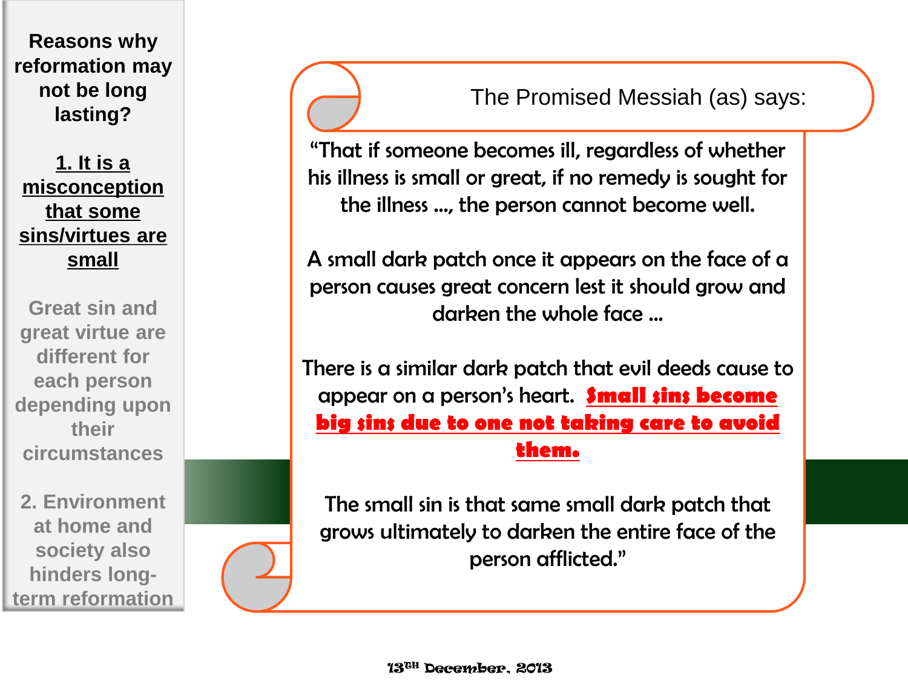**Reasons why reformation may not be long lasting?**

**1. It is a misconception that some sins/virtues are small**

Great sin and great virtue are different for each person depending upon their circumstances

2. Environment at home and society also hinders long-term reformation

The Promised Messiah (as) says:

"That if someone becomes ill, regardless of whether his illness is small or great, if no remedy is sought for the illness …, the person cannot become well.

A small dark patch once it appears on the face of a person causes great concern lest it should grow and darken the whole face …

There is a similar dark patch that evil deeds cause to appear on a person's heart. **Small sins become big sins due to one not taking care to avoid them.**

The small sin is that same small dark patch that grows ultimately to darken the entire face of the person afflicted."

13th December, 2013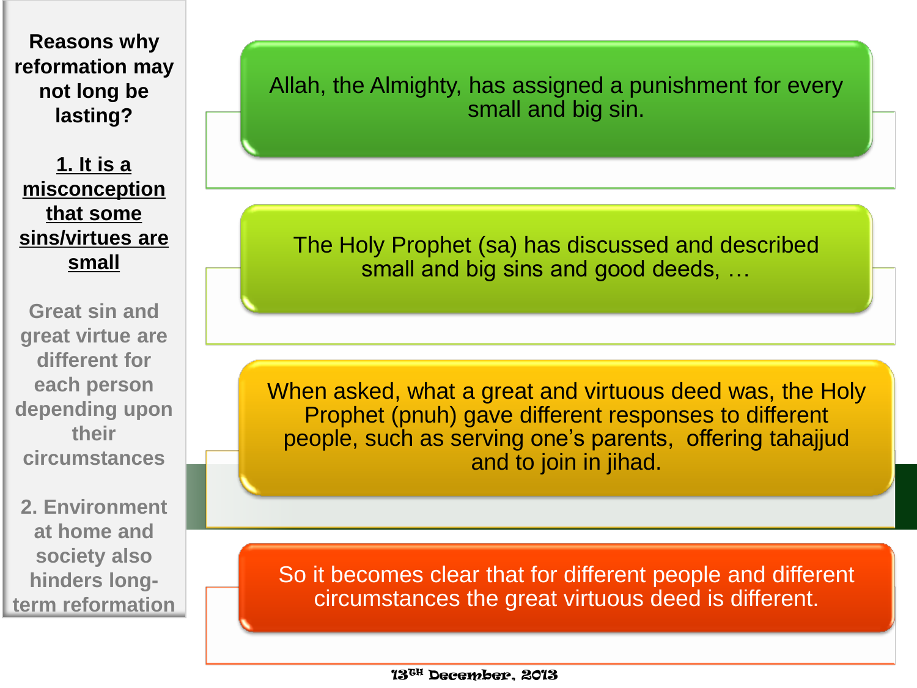**Reasons why reformation may not long be lasting?**

**1. It is a misconception that some sins/virtues are small**

Great sin and great virtue are different for each person depending upon their circumstances

2. Environment at home and society also hinders long-term reformation

- Allah, the Almighty, has assigned a punishment for every small and big sin.
- The Holy Prophet (sa) has discussed and described small and big sins and good deeds, …
- When asked, what a great and virtuous deed was, the Holy Prophet (pnuh) gave different responses to different people, such as serving one's parents, offering tahajjud and to join in jihad.
- So it becomes clear that for different people and different circumstances the great virtuous deed is different.

13TH December, 2013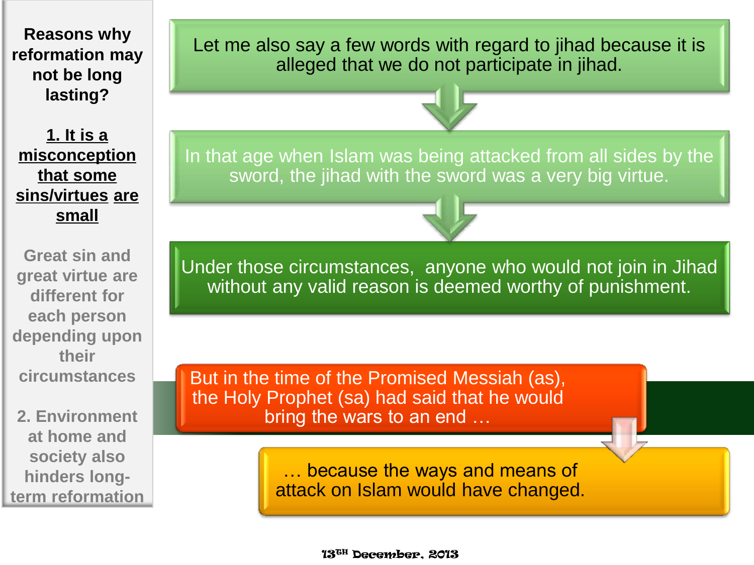**Reasons why reformation may not be long lasting?**

**1. It is a misconception that some sins/virtues are small**

Great sin and great virtue are different for each person depending upon their circumstances

2. Environment at home and society also hinders long-term reformation

Let me also say a few words with regard to jihad because it is alleged that we do not participate in jihad.

In that age when Islam was being attacked from all sides by the sword, the jihad with the sword was a very big virtue.

Under those circumstances, anyone who would not join in Jihad without any valid reason is deemed worthy of punishment.

But in the time of the Promised Messiah (as), the Holy Prophet (sa) had said that he would bring the wars to an end …

… because the ways and means of attack on Islam would have changed.

13TH December, 2013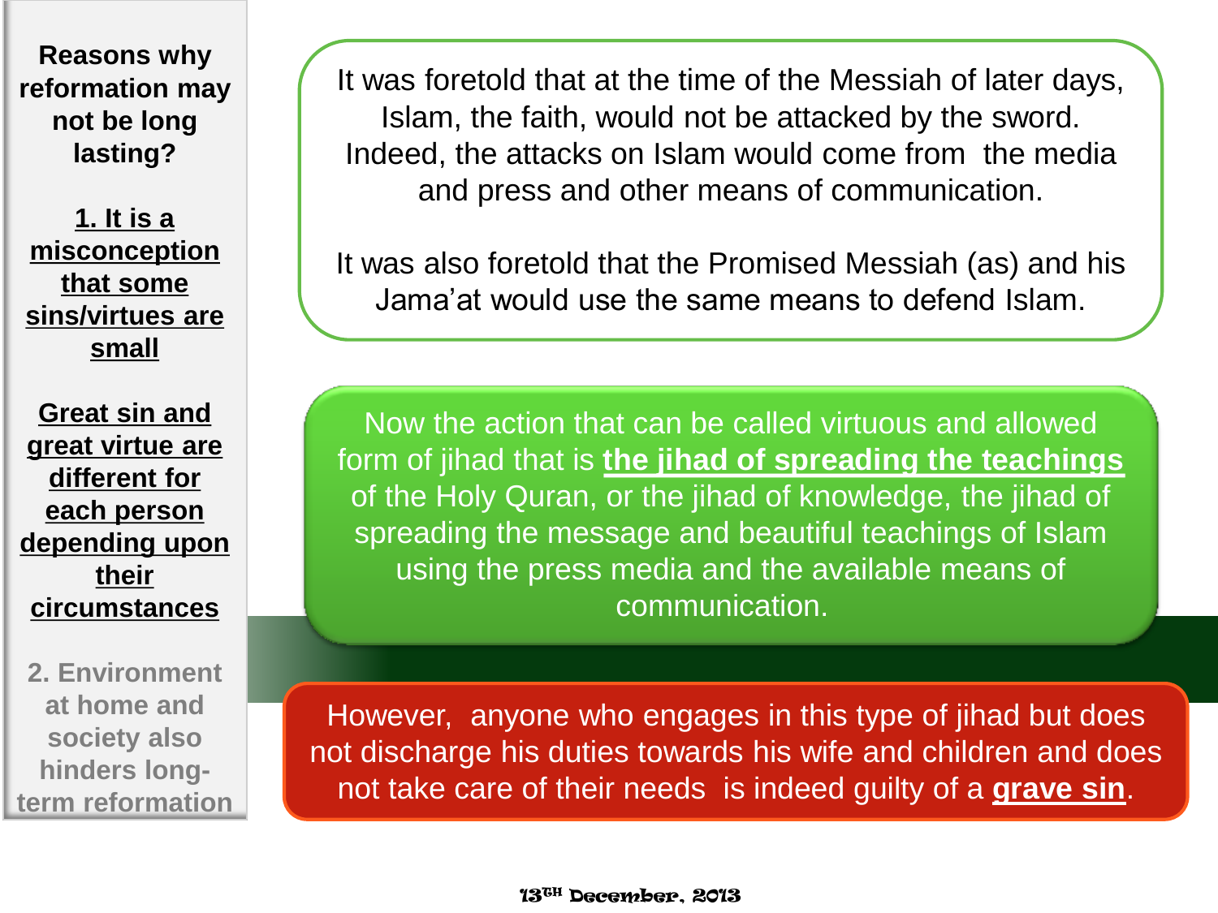**Reasons why reformation may not be long lasting?**

**1. It is a misconception that some sins/virtues are small**

**Great sin and great virtue are different for each person depending upon their circumstances**

**2. Environment at home and society also hinders long-term reformation**

It was foretold that at the time of the Messiah of later days, Islam, the faith, would not be attacked by the sword. Indeed, the attacks on Islam would come from the media and press and other means of communication.

It was also foretold that the Promised Messiah (as) and his Jama'at would use the same means to defend Islam.

Now the action that can be called virtuous and allowed form of jihad that is **the jihad of spreading the teachings** of the Holy Quran, or the jihad of knowledge, the jihad of spreading the message and beautiful teachings of Islam using the press media and the available means of communication.

However, anyone who engages in this type of jihad but does not discharge his duties towards his wife and children and does not take care of their needs is indeed guilty of a **grave sin**.

13TH December, 2013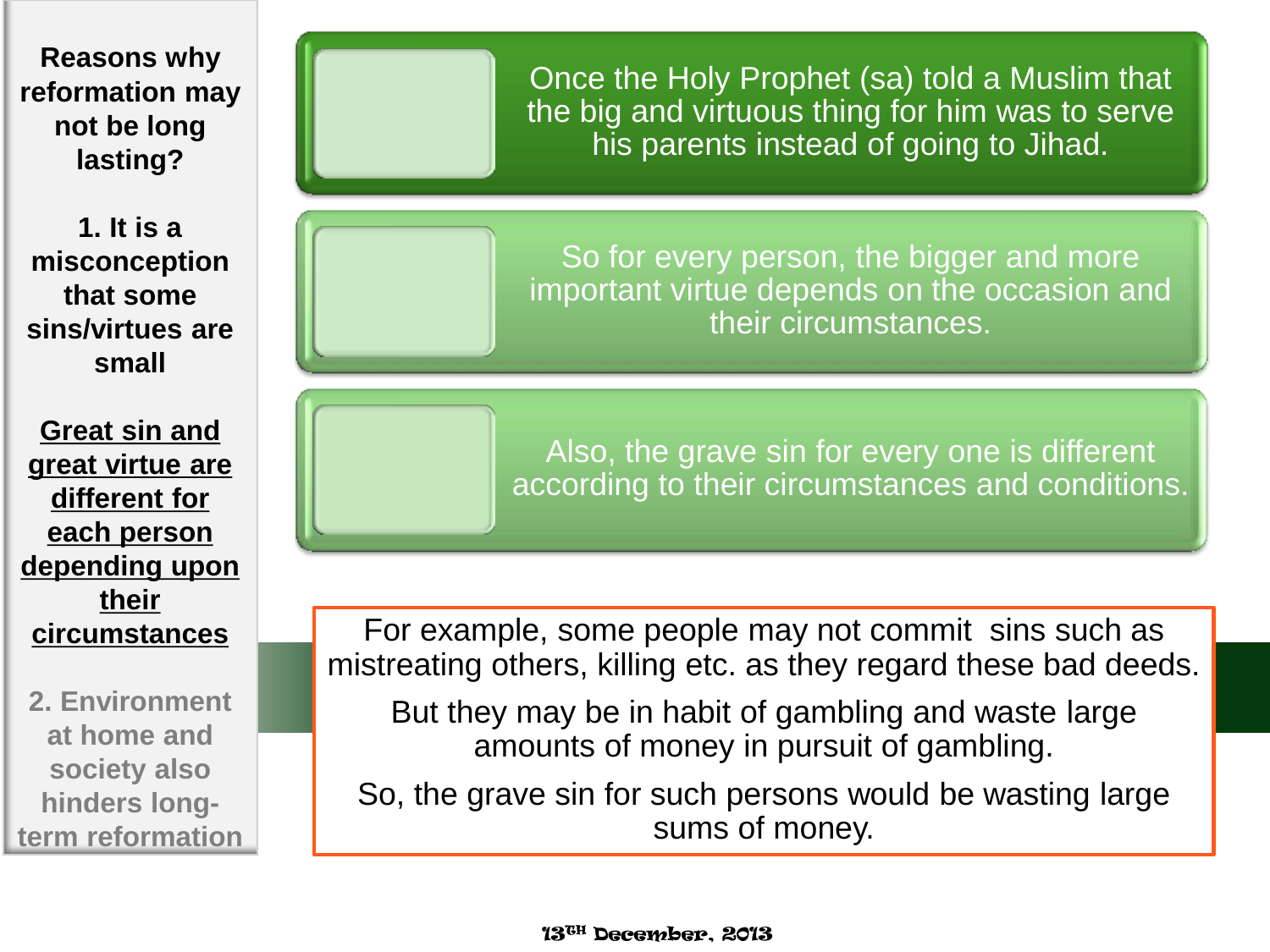**Reasons why reformation may not be long lasting?**

**1. It is a misconception that some sins/virtues are small**

**Great sin and great virtue are different for each person depending upon their circumstances**

**2. Environment at home and society also hinders long-term reformation**

Once the Holy Prophet (sa) told a Muslim that the big and virtuous thing for him was to serve his parents instead of going to Jihad.

So for every person, the bigger and more important virtue depends on the occasion and their circumstances.

Also, the grave sin for every one is different according to their circumstances and conditions.

For example, some people may not commit sins such as mistreating others, killing etc. as they regard these bad deeds.

But they may be in habit of gambling and waste large amounts of money in pursuit of gambling.

So, the grave sin for such persons would be wasting large sums of money.

13TH December, 2013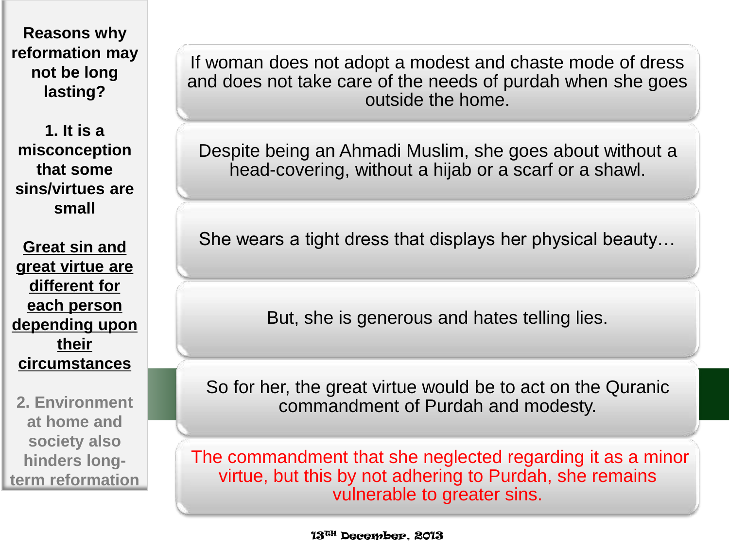**Reasons why reformation may not be long lasting?**

**1. It is a misconception that some sins/virtues are small**

**Great sin and great virtue are different for each person depending upon their circumstances**

**2. Environment at home and society also hinders long-term reformation**

If woman does not adopt a modest and chaste mode of dress and does not take care of the needs of purdah when she goes outside the home.

Despite being an Ahmadi Muslim, she goes about without a head-covering, without a hijab or a scarf or a shawl.

She wears a tight dress that displays her physical beauty…

But, she is generous and hates telling lies.

So for her, the great virtue would be to act on the Quranic commandment of Purdah and modesty.

The commandment that she neglected regarding it as a minor virtue, but this by not adhering to Purdah, she remains vulnerable to greater sins.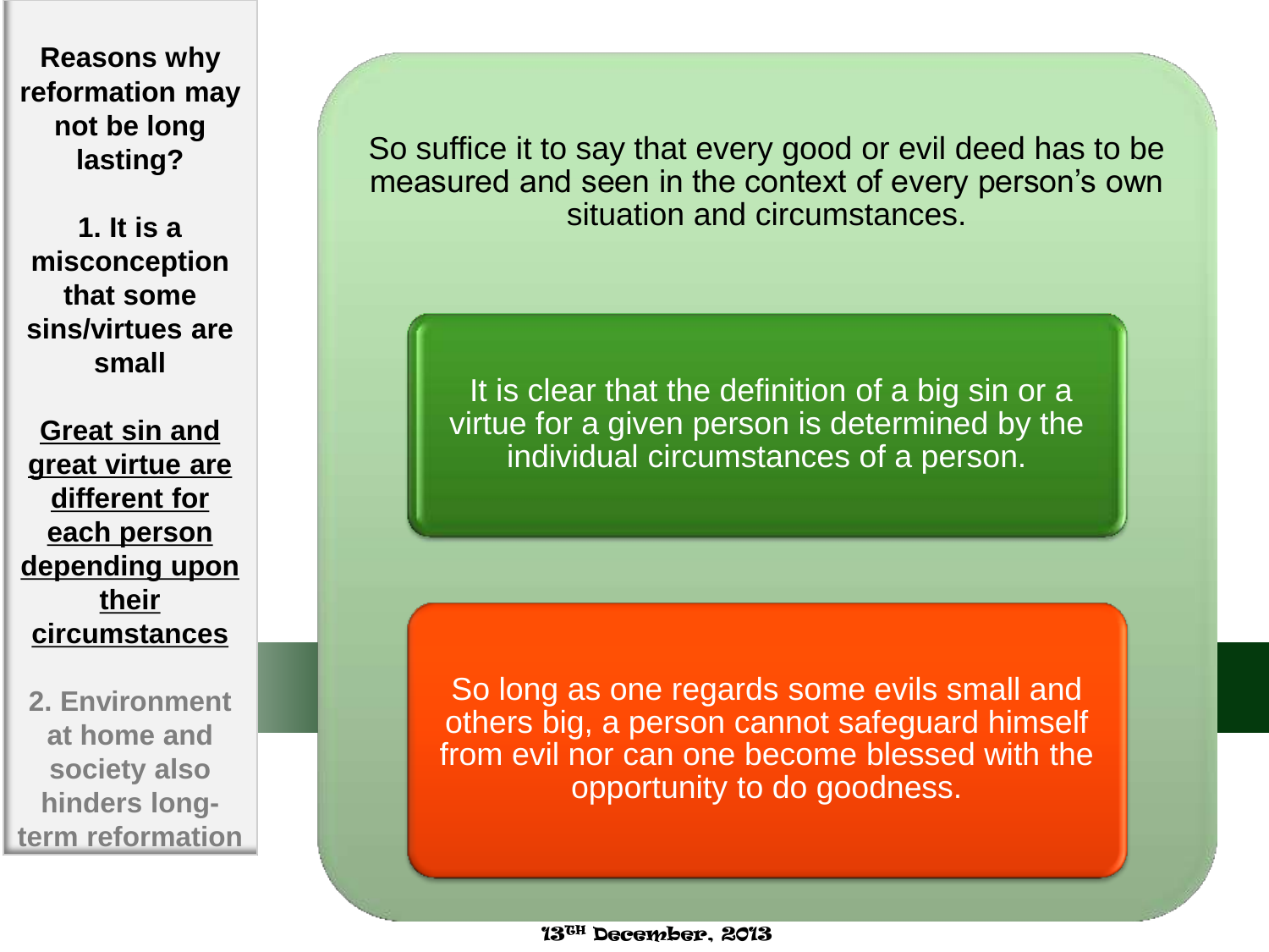**Reasons why reformation may not be long lasting?**

**1. It is a misconception that some sins/virtues are small**

**<u>Great sin and great virtue are different for each person depending upon their circumstances</u>**

**2. Environment at home and society also hinders long-term reformation**

So suffice it to say that every good or evil deed has to be measured and seen in the context of every person's own situation and circumstances.

It is clear that the definition of a big sin or a virtue for a given person is determined by the individual circumstances of a person.

So long as one regards some evils small and others big, a person cannot safeguard himself from evil nor can one become blessed with the opportunity to do goodness.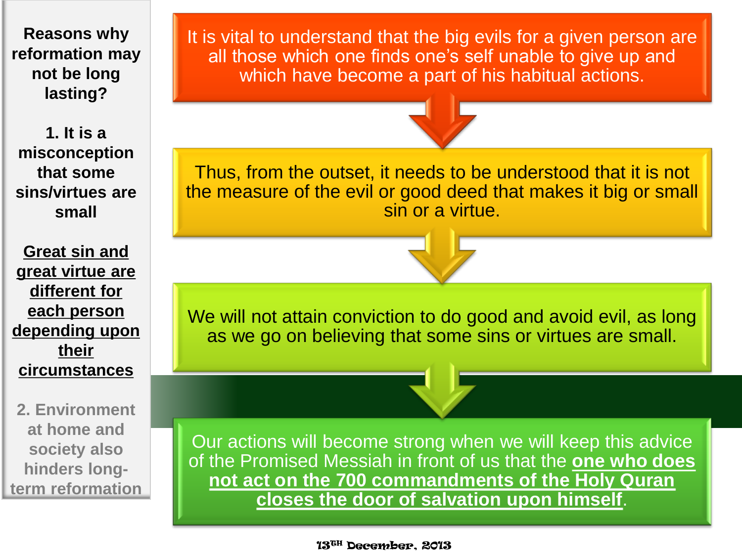**Reasons why reformation may not be long lasting?**

**1. It is a misconception that some sins/virtues are small**

**Great sin and great virtue are different for each person depending upon their circumstances**

**2. Environment at home and society also hinders long-term reformation**

It is vital to understand that the big evils for a given person are all those which one finds one's self unable to give up and which have become a part of his habitual actions.

Thus, from the outset, it needs to be understood that it is not the measure of the evil or good deed that makes it big or small sin or a virtue.

We will not attain conviction to do good and avoid evil, as long as we go on believing that some sins or virtues are small.

Our actions will become strong when we will keep this advice of the Promised Messiah in front of us that the **one who does not act on the 700 commandments of the Holy Quran closes the door of salvation upon himself**.

13TH December, 2013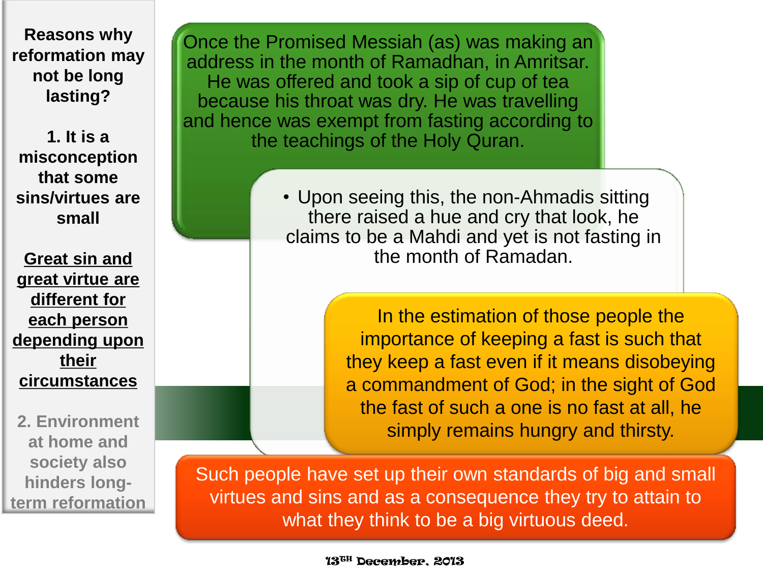**Reasons why reformation may not be long lasting?**

**1. It is a misconception that some sins/virtues are small**

**Great sin and great virtue are different for each person depending upon their circumstances**

**2. Environment at home and society also hinders long-term reformation**

Once the Promised Messiah (as) was making an address in the month of Ramadhan, in Amritsar. He was offered and took a sip of cup of tea because his throat was dry. He was travelling and hence was exempt from fasting according to the teachings of the Holy Quran.

- Upon seeing this, the non-Ahmadis sitting there raised a hue and cry that look, he claims to be a Mahdi and yet is not fasting in the month of Ramadan.

In the estimation of those people the importance of keeping a fast is such that they keep a fast even if it means disobeying a commandment of God; in the sight of God the fast of such a one is no fast at all, he simply remains hungry and thirsty.

Such people have set up their own standards of big and small virtues and sins and as a consequence they try to attain to what they think to be a big virtuous deed.

13TH December, 2013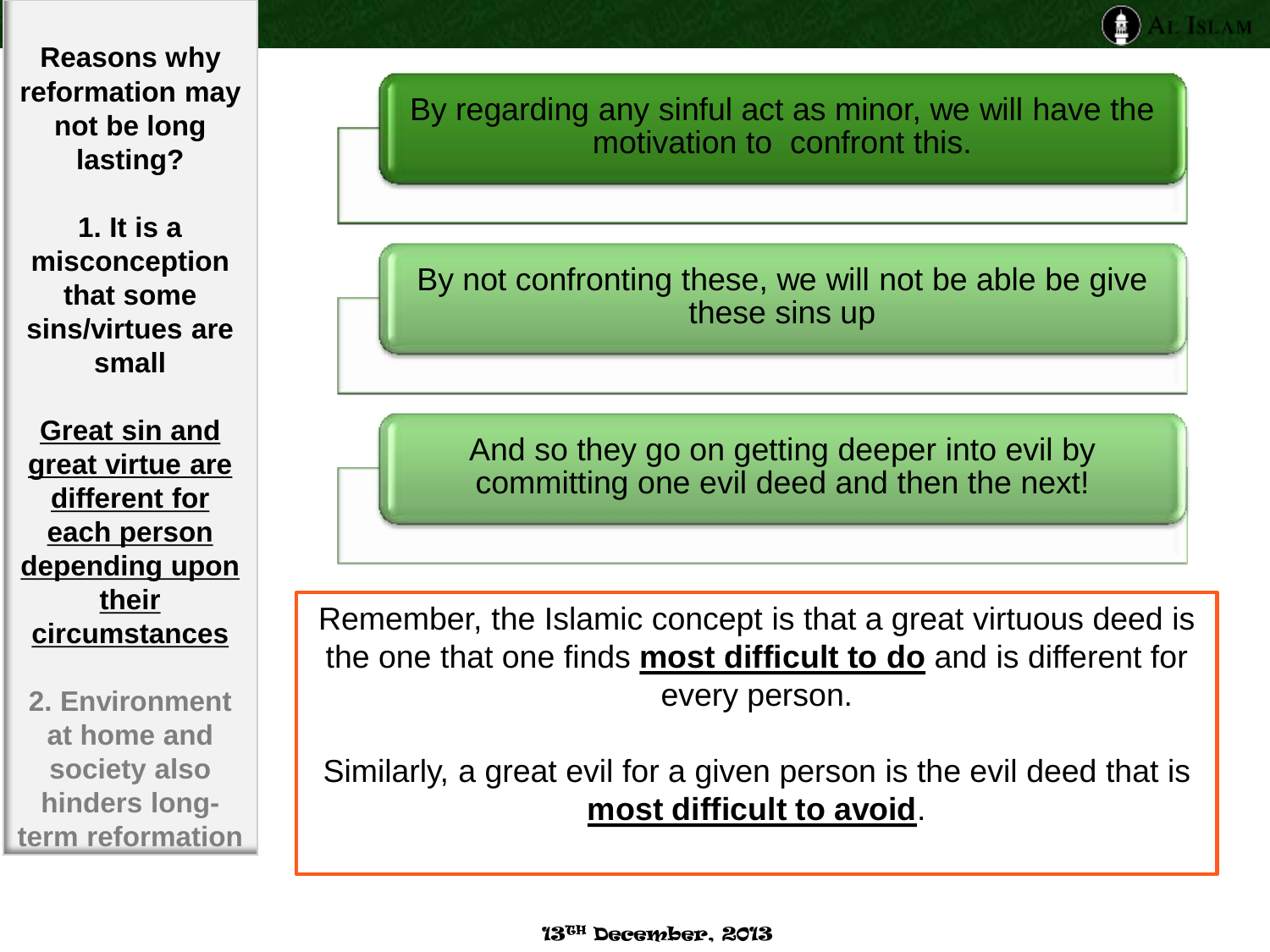**Reasons why reformation may not be long lasting?**

**1. It is a misconception that some sins/virtues are small**

**<u>Great sin and great virtue are different for each person depending upon their circumstances</u>**

**2. Environment at home and society also hinders long-term reformation**

By regarding any sinful act as minor, we will have the motivation to confront this.

By not confronting these, we will not be able be give these sins up

And so they go on getting deeper into evil by committing one evil deed and then the next!

Remember, the Islamic concept is that a great virtuous deed is the one that one finds **<u>most difficult to do</u>** and is different for every person.

Similarly, a great evil for a given person is the evil deed that is **<u>most difficult to avoid</u>**.

13TH December, 2013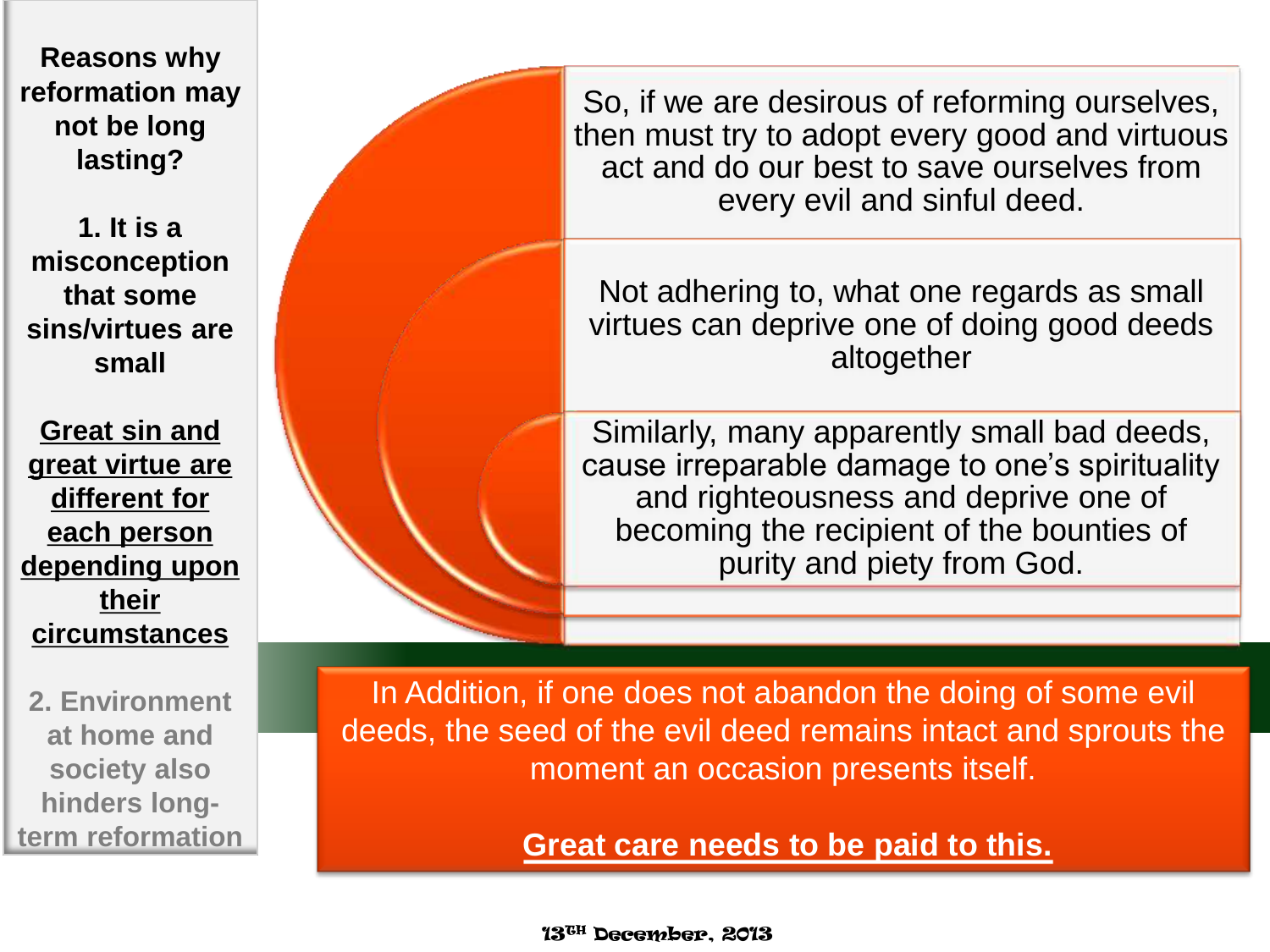**Reasons why reformation may not be long lasting?**

**1. It is a misconception that some sins/virtues are small**

**Great sin and great virtue are different for each person depending upon their circumstances**

**2. Environment at home and society also hinders long-term reformation**

So, if we are desirous of reforming ourselves, then must try to adopt every good and virtuous act and do our best to save ourselves from every evil and sinful deed.

Not adhering to, what one regards as small virtues can deprive one of doing good deeds altogether

Similarly, many apparently small bad deeds, cause irreparable damage to one's spirituality and righteousness and deprive one of becoming the recipient of the bounties of purity and piety from God.

In Addition, if one does not abandon the doing of some evil deeds, the seed of the evil deed remains intact and sprouts the moment an occasion presents itself.

**Great care needs to be paid to this.**

13TH December, 2013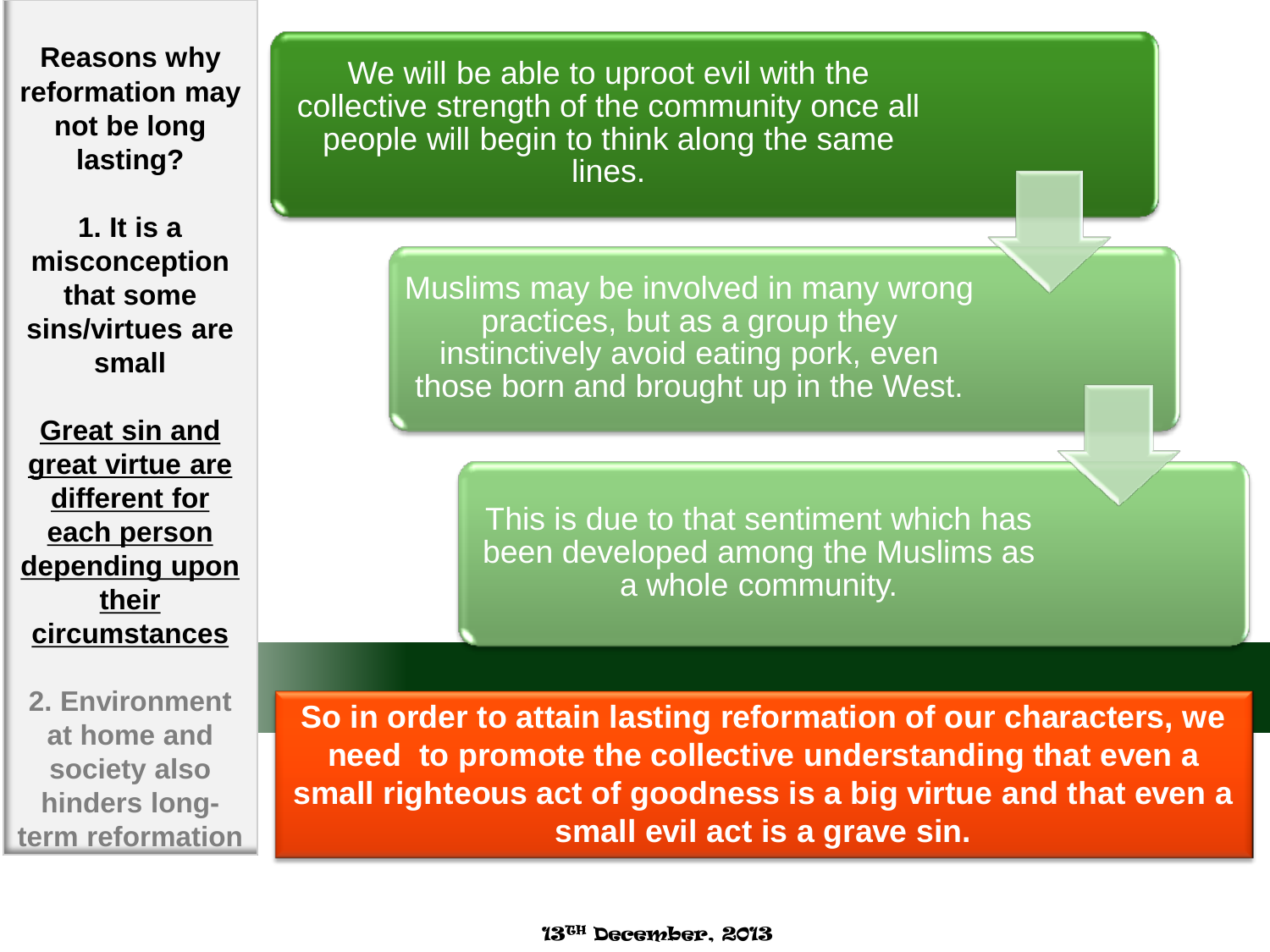**Reasons why reformation may not be long lasting?**

**1. It is a misconception that some sins/virtues are small**

**Great sin and great virtue are different for each person depending upon their circumstances**

**2. Environment at home and society also hinders long-term reformation**

We will be able to uproot evil with the collective strength of the community once all people will begin to think along the same lines.

Muslims may be involved in many wrong practices, but as a group they instinctively avoid eating pork, even those born and brought up in the West.

This is due to that sentiment which has been developed among the Muslims as a whole community.

**So in order to attain lasting reformation of our characters, we need to promote the collective understanding that even a small righteous act of goodness is a big virtue and that even a small evil act is a grave sin.**

13TH December, 2013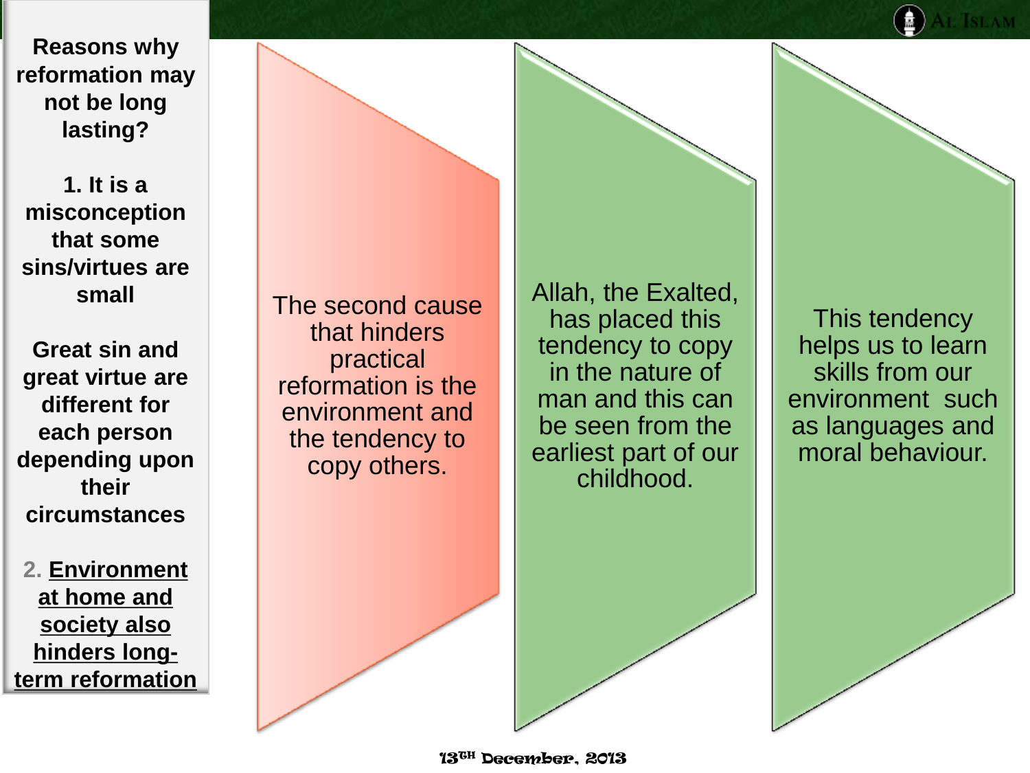**Reasons why reformation may not be long lasting?**

**1. It is a misconception that some sins/virtues are small**

**Great sin and great virtue are different for each person depending upon their circumstances**

2. **Environment at home and society also hinders long-term reformation**

The second cause that hinders practical reformation is the environment and the tendency to copy others.

Allah, the Exalted, has placed this tendency to copy in the nature of man and this can be seen from the earliest part of our childhood.

This tendency helps us to learn skills from our environment such as languages and moral behaviour.

13TH December, 2013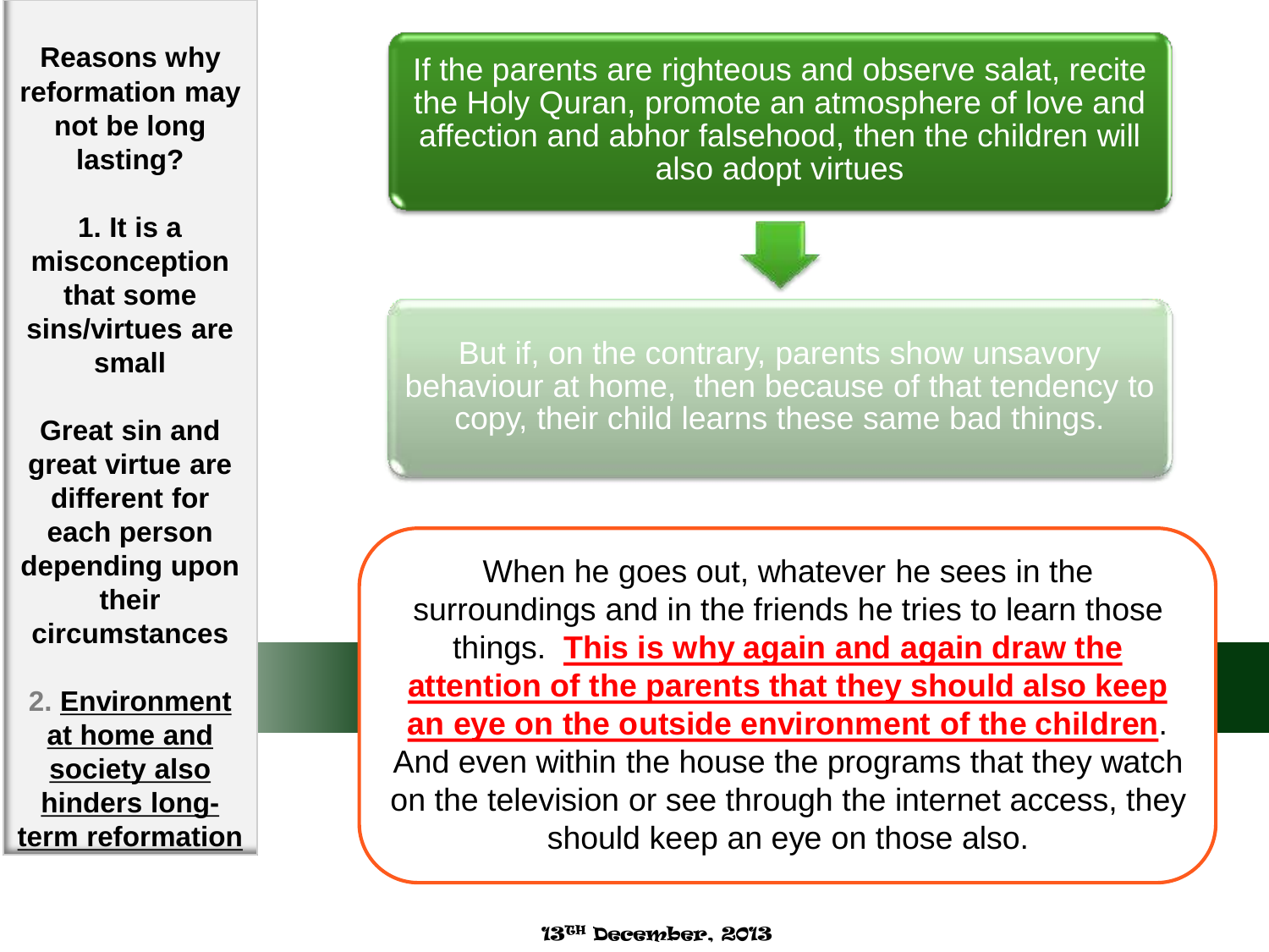**Reasons why reformation may not be long lasting?**

**1. It is a misconception that some sins/virtues are small**

**Great sin and great virtue are different for each person depending upon their circumstances**

**2. <u>Environment at home and society also hinders long-term reformation</u>**

If the parents are righteous and observe salat, recite the Holy Quran, promote an atmosphere of love and affection and abhor falsehood, then the children will also adopt virtues

But if, on the contrary, parents show unsavory behaviour at home, then because of that tendency to copy, their child learns these same bad things.

When he goes out, whatever he sees in the surroundings and in the friends he tries to learn those things. **<u>This is why again and again draw the attention of the parents that they should also keep an eye on the outside environment of the children</u>**. And even within the house the programs that they watch on the television or see through the internet access, they should keep an eye on those also.

13TH December, 2013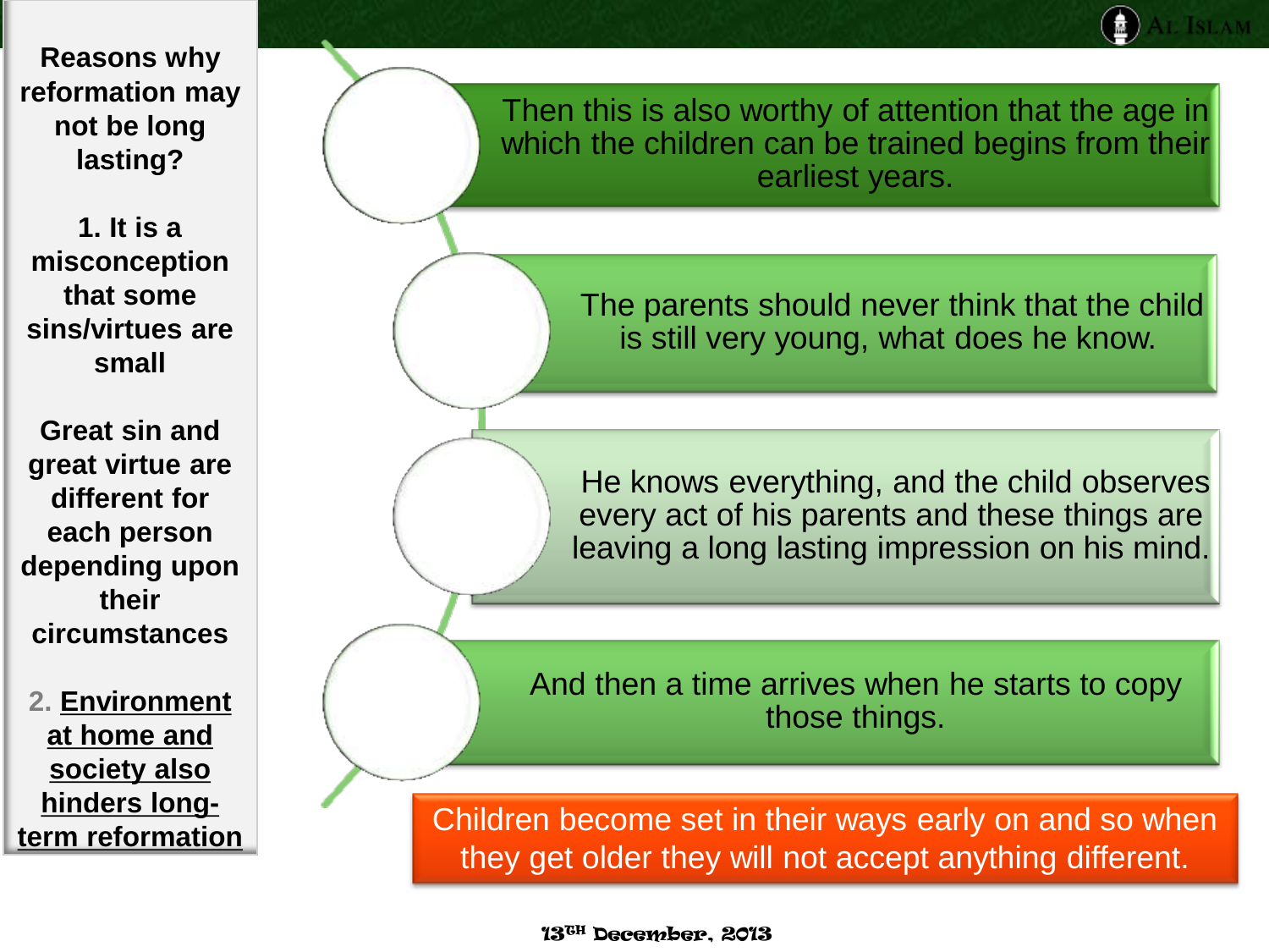**Reasons why reformation may not be long lasting?**

**1. It is a misconception that some sins/virtues are small**

**Great sin and great virtue are different for each person depending upon their circumstances**

**2. <u>Environment at home and society also hinders long-term reformation</u>**

- Then this is also worthy of attention that the age in which the children can be trained begins from their earliest years.
- The parents should never think that the child is still very young, what does he know.
- He knows everything, and the child observes every act of his parents and these things are leaving a long lasting impression on his mind.
- And then a time arrives when he starts to copy those things.

Children become set in their ways early on and so when they get older they will not accept anything different.

13TH December, 2013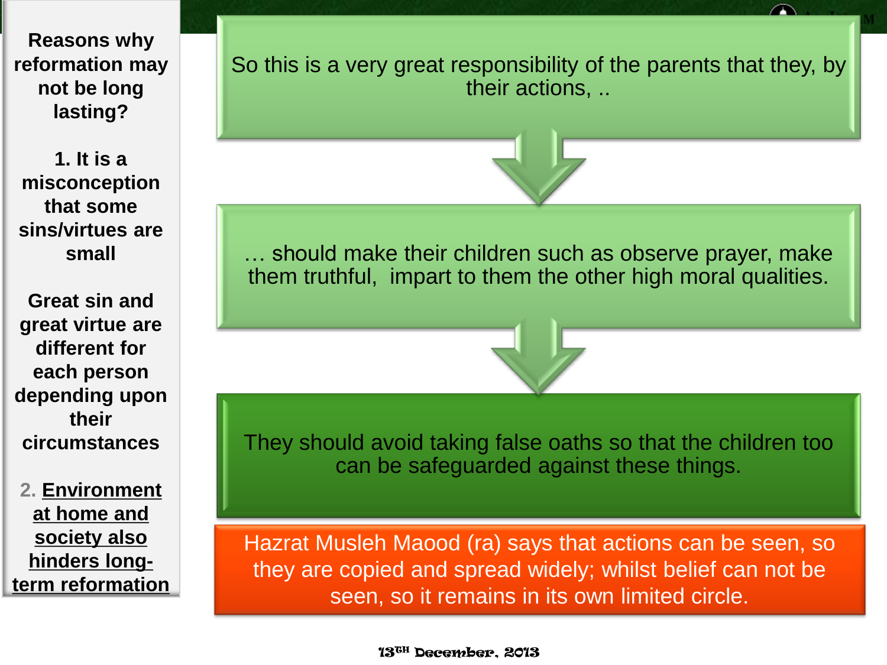**Reasons why reformation may not be long lasting?**

**1. It is a misconception that some sins/virtues are small**

**Great sin and great virtue are different for each person depending upon their circumstances**

2. **Environment at home and society also hinders long-term reformation**

So this is a very great responsibility of the parents that they, by their actions, ..

… should make their children such as observe prayer, make them truthful, impart to them the other high moral qualities.

They should avoid taking false oaths so that the children too can be safeguarded against these things.

Hazrat Musleh Maood (ra) says that actions can be seen, so they are copied and spread widely; whilst belief can not be seen, so it remains in its own limited circle.

13TH December, 2013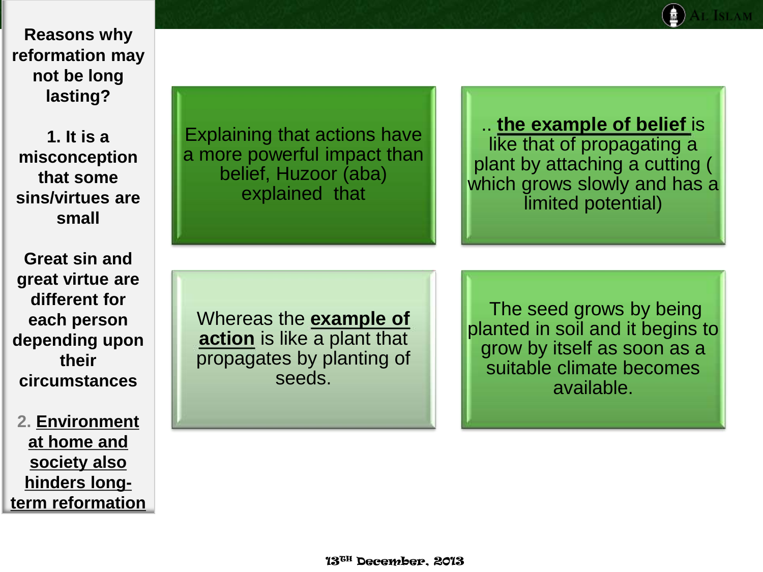**Reasons why reformation may not be long lasting?**

**1. It is a misconception that some sins/virtues are small**

**Great sin and great virtue are different for each person depending upon their circumstances**

2. **Environment at home and society also hinders long-term reformation**

Explaining that actions have a more powerful impact than belief, Huzoor (aba) explained that

.. **the example of belief** is like that of propagating a plant by attaching a cutting ( which grows slowly and has a limited potential)

Whereas the **example of action** is like a plant that propagates by planting of seeds.

The seed grows by being planted in soil and it begins to grow by itself as soon as a suitable climate becomes available.

13TH December, 2013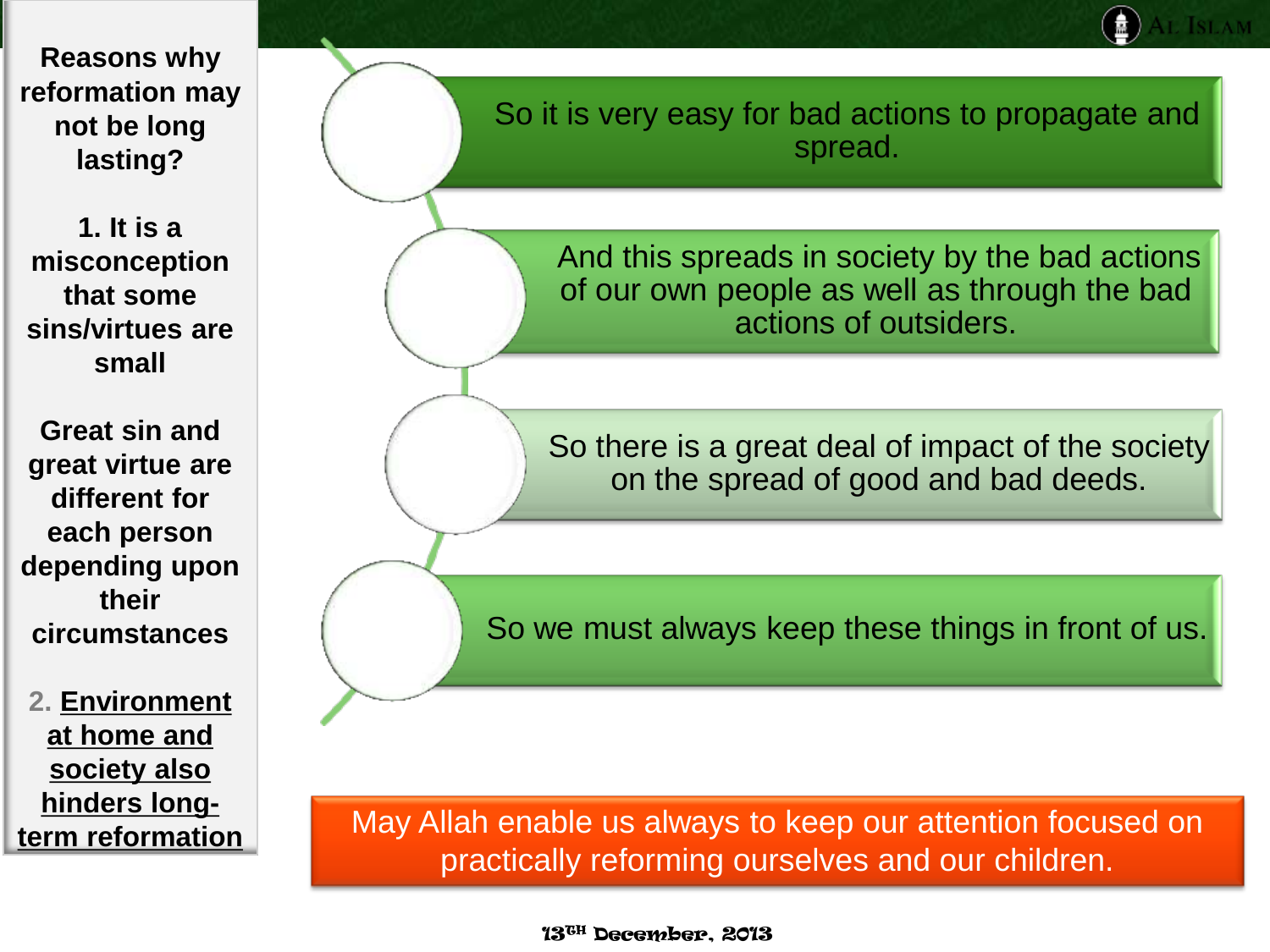**Reasons why reformation may not be long lasting?**

**1. It is a misconception that some sins/virtues are small**

**Great sin and great virtue are different for each person depending upon their circumstances**

**2. Environment at home and society also hinders long-term reformation**

- So it is very easy for bad actions to propagate and spread.
- And this spreads in society by the bad actions of our own people as well as through the bad actions of outsiders.
- So there is a great deal of impact of the society on the spread of good and bad deeds.
- So we must always keep these things in front of us.

May Allah enable us always to keep our attention focused on practically reforming ourselves and our children.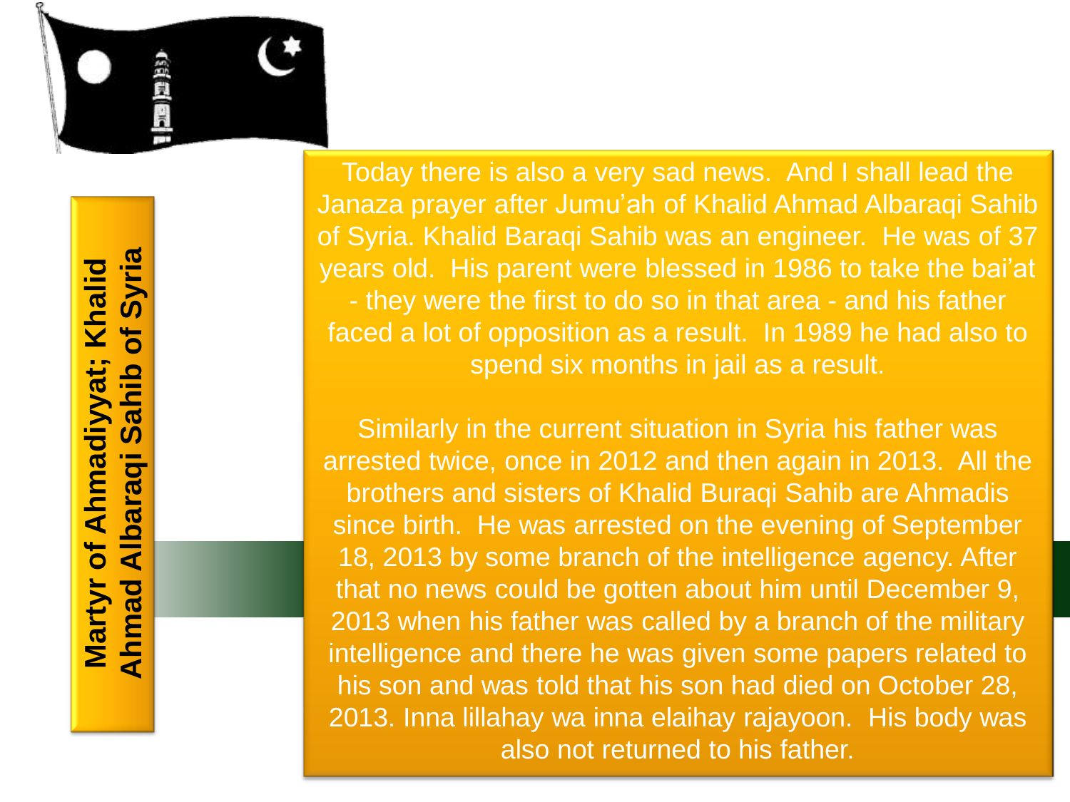# Martyr of Ahmadiyyat; Khalid Ahmad Albaraqi Sahib of Syria

Today there is also a very sad news. And I shall lead the Janaza prayer after Jumu'ah of Khalid Ahmad Albaraqi Sahib of Syria. Khalid Baraqi Sahib was an engineer. He was of 37 years old. His parent were blessed in 1986 to take the bai'at - they were the first to do so in that area - and his father faced a lot of opposition as a result. In 1989 he had also to spend six months in jail as a result.

Similarly in the current situation in Syria his father was arrested twice, once in 2012 and then again in 2013. All the brothers and sisters of Khalid Buraqi Sahib are Ahmadis since birth. He was arrested on the evening of September 18, 2013 by some branch of the intelligence agency. After that no news could be gotten about him until December 9, 2013 when his father was called by a branch of the military intelligence and there he was given some papers related to his son and was told that his son had died on October 28, 2013. Inna lillahay wa inna elaihay rajayoon. His body was also not returned to his father.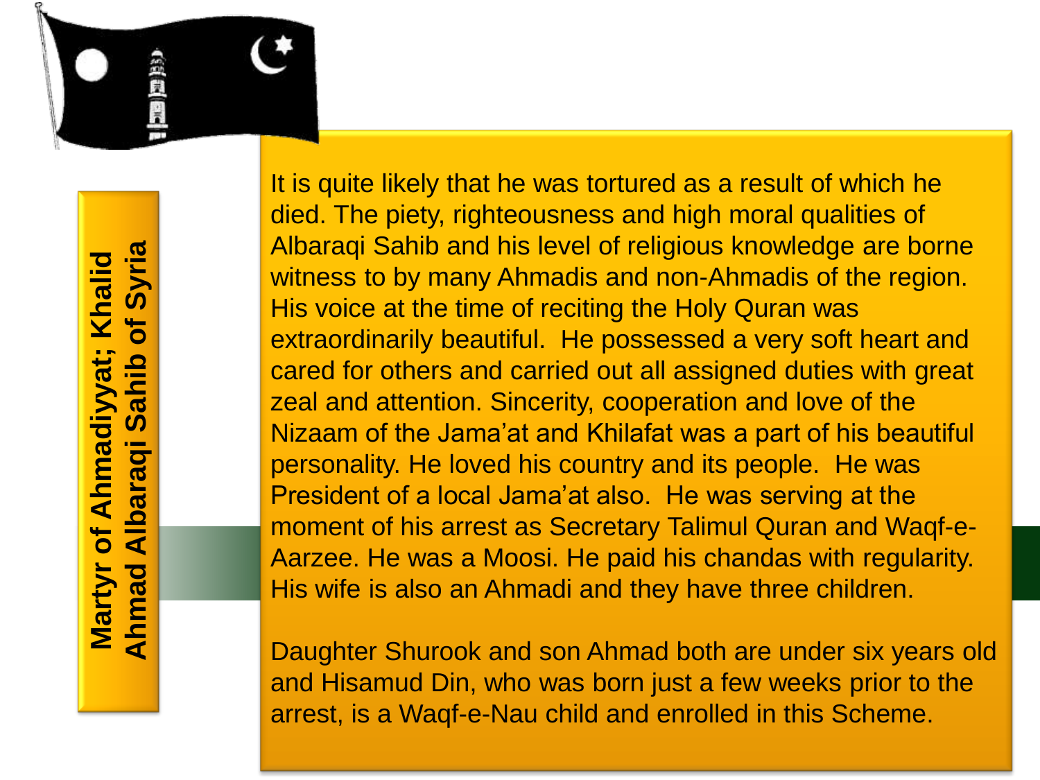## Martyr of Ahmadiyyat; Khalid Ahmad Albaraqi Sahib of Syria

It is quite likely that he was tortured as a result of which he died. The piety, righteousness and high moral qualities of Albaraqi Sahib and his level of religious knowledge are borne witness to by many Ahmadis and non-Ahmadis of the region. His voice at the time of reciting the Holy Quran was extraordinarily beautiful. He possessed a very soft heart and cared for others and carried out all assigned duties with great zeal and attention. Sincerity, cooperation and love of the Nizaam of the Jama'at and Khilafat was a part of his beautiful personality. He loved his country and its people. He was President of a local Jama'at also. He was serving at the moment of his arrest as Secretary Talimul Quran and Waqf-e-Aarzee. He was a Moosi. He paid his chandas with regularity. His wife is also an Ahmadi and they have three children.

Daughter Shurook and son Ahmad both are under six years old and Hisamud Din, who was born just a few weeks prior to the arrest, is a Waqf-e-Nau child and enrolled in this Scheme.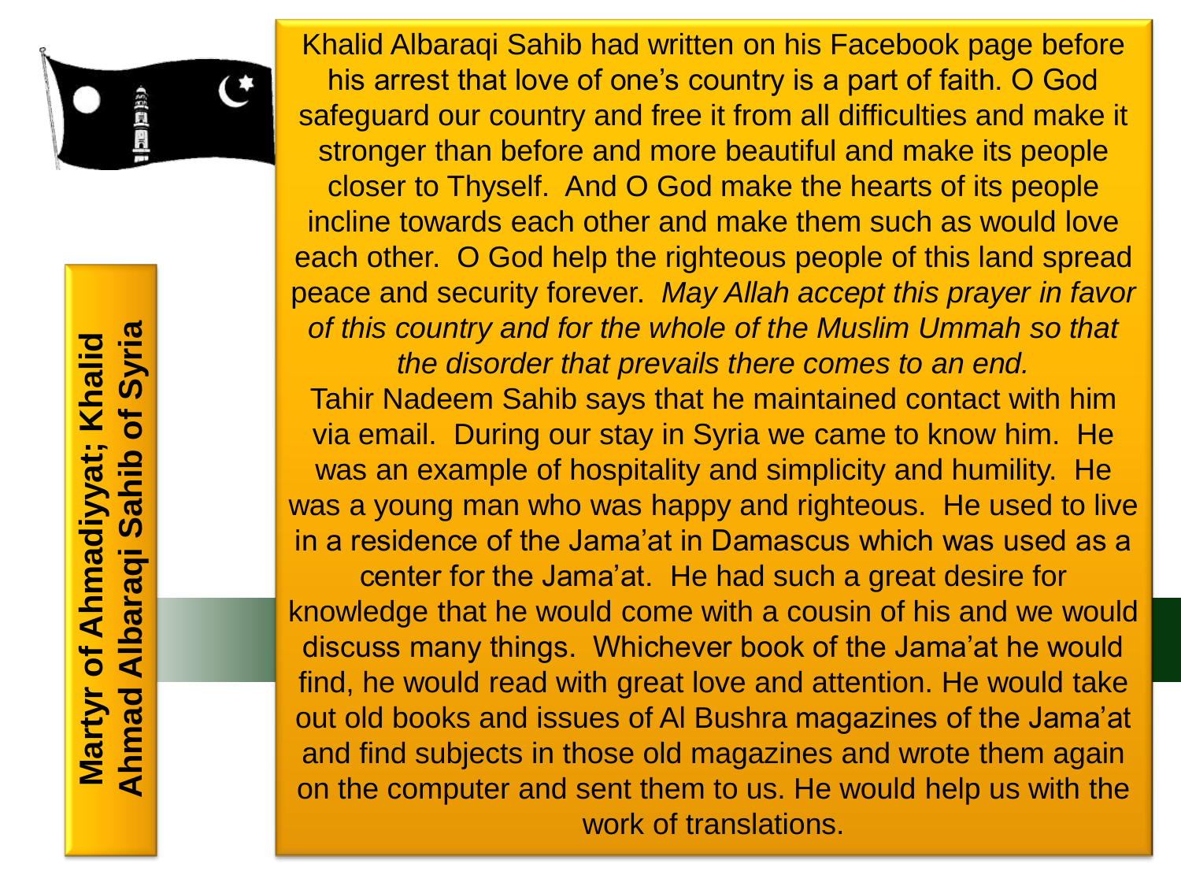## Martyr of Ahmadiyyat; Khalid Ahmad Albaraqi Sahib of Syria

Khalid Albaraqi Sahib had written on his Facebook page before his arrest that love of one's country is a part of faith. O God safeguard our country and free it from all difficulties and make it stronger than before and more beautiful and make its people closer to Thyself. And O God make the hearts of its people incline towards each other and make them such as would love each other. O God help the righteous people of this land spread peace and security forever. *May Allah accept this prayer in favor of this country and for the whole of the Muslim Ummah so that the disorder that prevails there comes to an end.*

Tahir Nadeem Sahib says that he maintained contact with him via email. During our stay in Syria we came to know him. He was an example of hospitality and simplicity and humility. He was a young man who was happy and righteous. He used to live in a residence of the Jama'at in Damascus which was used as a center for the Jama'at. He had such a great desire for knowledge that he would come with a cousin of his and we would discuss many things. Whichever book of the Jama'at he would find, he would read with great love and attention. He would take out old books and issues of Al Bushra magazines of the Jama'at and find subjects in those old magazines and wrote them again on the computer and sent them to us. He would help us with the work of translations.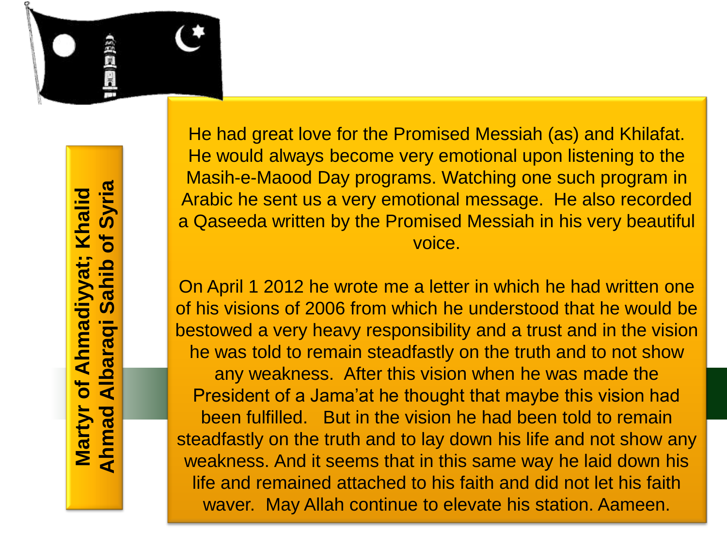## Martyr of Ahmadiyyat; Khalid Ahmad Albaraqi Sahib of Syria

He had great love for the Promised Messiah (as) and Khilafat. He would always become very emotional upon listening to the Masih-e-Maood Day programs. Watching one such program in Arabic he sent us a very emotional message. He also recorded a Qaseeda written by the Promised Messiah in his very beautiful voice.

On April 1 2012 he wrote me a letter in which he had written one of his visions of 2006 from which he understood that he would be bestowed a very heavy responsibility and a trust and in the vision he was told to remain steadfastly on the truth and to not show any weakness. After this vision when he was made the President of a Jama'at he thought that maybe this vision had been fulfilled. But in the vision he had been told to remain steadfastly on the truth and to lay down his life and not show any weakness. And it seems that in this same way he laid down his life and remained attached to his faith and did not let his faith waver. May Allah continue to elevate his station. Aameen.